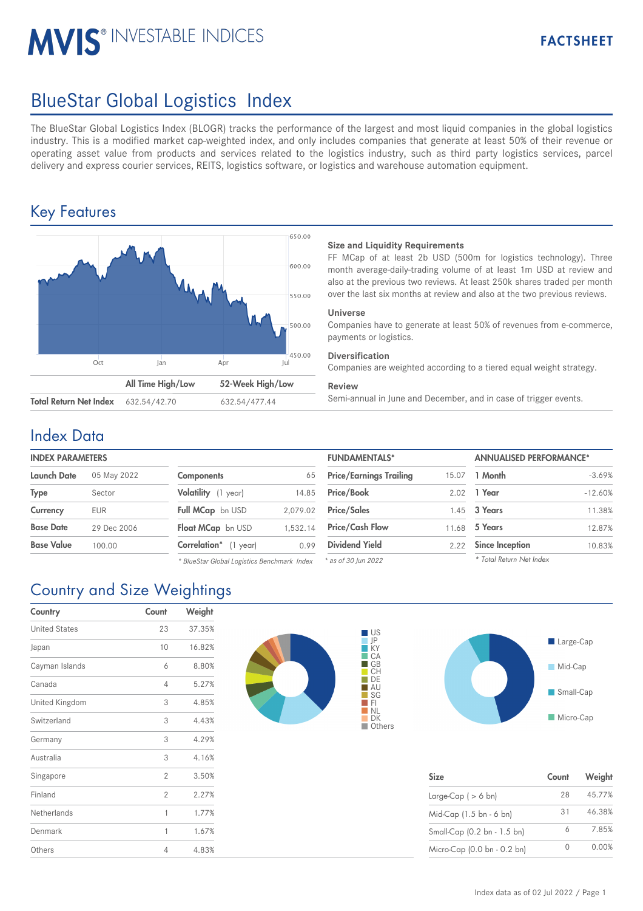# BlueStar Global Logistics Index

The BlueStar Global Logistics Index (BLOGR) tracks the performance of the largest and most liquid companies in the global logistics industry. This is a modified market cap-weighted index, and only includes companies that generate at least 50% of their revenue or operating asset value from products and services related to the logistics industry, such as third party logistics services, parcel delivery and express courier services, REITS, logistics software, or logistics and warehouse automation equipment.

## Key Features

| | All Time High/Low | 52-Week High/Low |
|---|---|---|
| Total Return Net Index | 632.54/42.70 | 632.54/477.44 |

**Size and Liquidity Requirements**
FF MCap of at least 2b USD (500m for logistics technology). Three month average-daily-trading volume of at least 1m USD at review and also at the previous two reviews. At least 250k shares traded per month over the last six months at review and also at the two previous reviews.

**Universe**
Companies have to generate at least 50% of revenues from e-commerce, payments or logistics.

**Diversification**
Companies are weighted according to a tiered equal weight strategy.

**Review**
Semi-annual in June and December, and in case of trigger events.

## Index Data

**INDEX PARAMETERS**

| | |
|---|---|
| Launch Date | 05 May 2022 |
| Type | Sector |
| Currency | EUR |
| Base Date | 29 Dec 2006 |
| Base Value | 100.00 |

| | |
|---|---|
| Components | 65 |
| Volatility (1 year) | 14.85 |
| Full MCap bn USD | 2,079.02 |
| Float MCap bn USD | 1,532.14 |
| Correlation* (1 year) | 0.99 |

\* BlueStar Global Logistics Benchmark Index

**FUNDAMENTALS***

| | |
|---|---|
| Price/Earnings Trailing | 15.07 |
| Price/Book | 2.02 |
| Price/Sales | 1.45 |
| Price/Cash Flow | 11.68 |
| Dividend Yield | 2.22 |

\* as of 30 Jun 2022

**ANNUALISED PERFORMANCE***

| | |
|---|---|
| 1 Month | -3.69% |
| 1 Year | -12.60% |
| 3 Years | 11.38% |
| 5 Years | 12.87% |
| Since Inception | 10.83% |

\* Total Return Net Index

## Country and Size Weightings

| Country | Count | Weight |
|---|---|---|
| United States | 23 | 37.35% |
| Japan | 10 | 16.82% |
| Cayman Islands | 6 | 8.80% |
| Canada | 4 | 5.27% |
| United Kingdom | 3 | 4.85% |
| Switzerland | 3 | 4.43% |
| Germany | 3 | 4.29% |
| Australia | 3 | 4.16% |
| Singapore | 2 | 3.50% |
| Finland | 2 | 2.27% |
| Netherlands | 1 | 1.77% |
| Denmark | 1 | 1.67% |
| Others | 4 | 4.83% |

| Size | Count | Weight |
|---|---|---|
| Large-Cap ( > 6 bn) | 28 | 45.77% |
| Mid-Cap (1.5 bn - 6 bn) | 31 | 46.38% |
| Small-Cap (0.2 bn - 1.5 bn) | 6 | 7.85% |
| Micro-Cap (0.0 bn - 0.2 bn) | 0 | 0.00% |

Index data as of 02 Jul 2022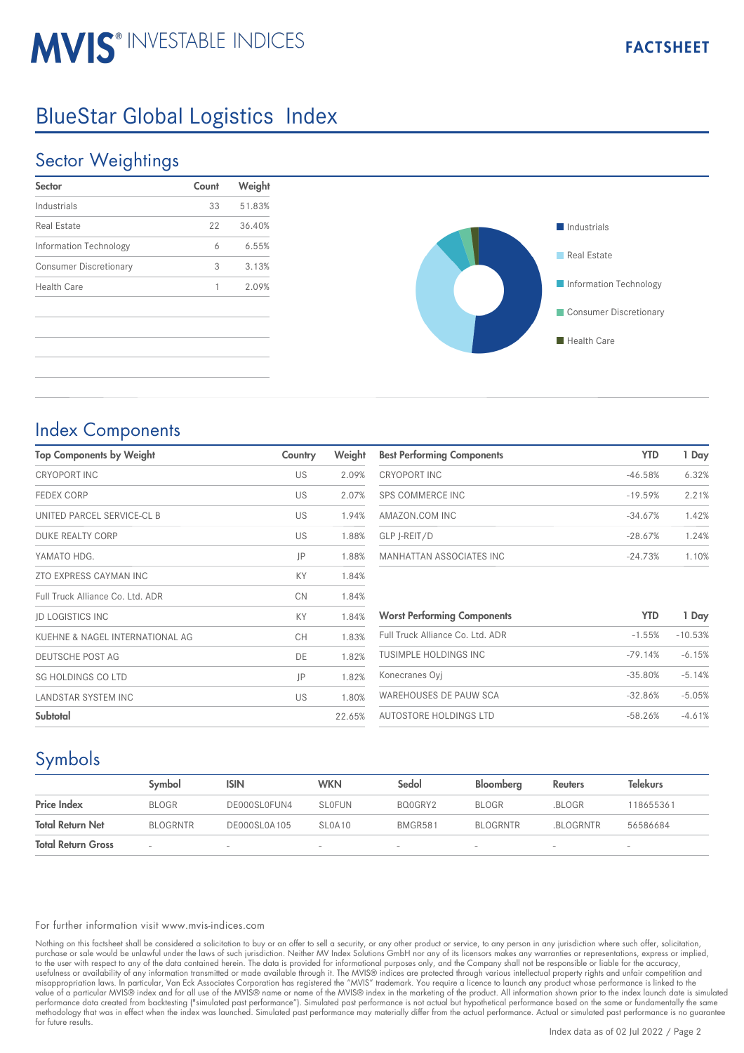# BlueStar Global Logistics Index

FACTSHEET

## Sector Weightings

| Sector | Count | Weight |
|---|---|---|
| Industrials | 33 | 51.83% |
| Real Estate | 22 | 36.40% |
| Information Technology | 6 | 6.55% |
| Consumer Discretionary | 3 | 3.13% |
| Health Care | 1 | 2.09% |

Industrials
Real Estate
Information Technology
Consumer Discretionary
Health Care

## Index Components

| Top Components by Weight | Country | Weight |
|---|---|---|
| CRYOPORT INC | US | 2.09% |
| FEDEX CORP | US | 2.07% |
| UNITED PARCEL SERVICE-CL B | US | 1.94% |
| DUKE REALTY CORP | US | 1.88% |
| YAMATO HDG. | JP | 1.88% |
| ZTO EXPRESS CAYMAN INC | KY | 1.84% |
| Full Truck Alliance Co. Ltd. ADR | CN | 1.84% |
| JD LOGISTICS INC | KY | 1.84% |
| KUEHNE & NAGEL INTERNATIONAL AG | CH | 1.83% |
| DEUTSCHE POST AG | DE | 1.82% |
| SG HOLDINGS CO LTD | JP | 1.82% |
| LANDSTAR SYSTEM INC | US | 1.80% |
| **Subtotal** | | 22.65% |

| Best Performing Components | YTD | 1 Day |
|---|---|---|
| CRYOPORT INC | -46.58% | 6.32% |
| SPS COMMERCE INC | -19.59% | 2.21% |
| AMAZON.COM INC | -34.67% | 1.42% |
| GLP J-REIT/D | -28.67% | 1.24% |
| MANHATTAN ASSOCIATES INC | -24.73% | 1.10% |

| Worst Performing Components | YTD | 1 Day |
|---|---|---|
| Full Truck Alliance Co. Ltd. ADR | -1.55% | -10.53% |
| TUSIMPLE HOLDINGS INC | -79.14% | -6.15% |
| Konecranes Oyj | -35.80% | -5.14% |
| WAREHOUSES DE PAUW SCA | -32.86% | -5.05% |
| AUTOSTORE HOLDINGS LTD | -58.26% | -4.61% |

## Symbols

| | Symbol | ISIN | WKN | Sedol | Bloomberg | Reuters | Telekurs |
|---|---|---|---|---|---|---|---|
| **Price Index** | BLOGR | DE000SL0FUN4 | SL0FUN | BQ0GRY2 | BLOGR | .BLOGR | 118655361 |
| **Total Return Net** | BLOGRNTR | DE000SL0A105 | SL0A10 | BMGR581 | BLOGRNTR | .BLOGRNTR | 56586684 |
| **Total Return Gross** | - | - | - | - | - | - | - |

For further information visit www.mvis-indices.com

Nothing on this factsheet shall be considered a solicitation to buy or an offer to sell a security, or any other product or service, to any person in any jurisdiction where such offer, solicitation, purchase or sale would be unlawful under the laws of such jurisdiction. Neither MV Index Solutions GmbH nor any of its licensors makes any warranties or representations, express or implied, to the user with respect to any of the data contained herein. The data is provided for informational purposes only, and the Company shall not be responsible or liable for the accuracy, usefulness or availability of any information transmitted or made available through it. The MVIS® indices are protected through various intellectual property rights and unfair competition and misappropriation laws. In particular, Van Eck Associates Corporation has registered the "MVIS" trademark. You require a licence to launch any product whose performance is linked to the value of a particular MVIS® index and for all use of the MVIS® name or name of the MVIS® index in the marketing of the product. All information shown prior to the index launch date is simulated performance data created from backtesting ("simulated past performance"). Simulated past performance is not actual but hypothetical performance based on the same or fundamentally the same methodology that was in effect when the index was launched. Simulated past performance may materially differ from the actual performance. Actual or simulated past performance is no guarantee for future results.

Index data as of 02 Jul 2022